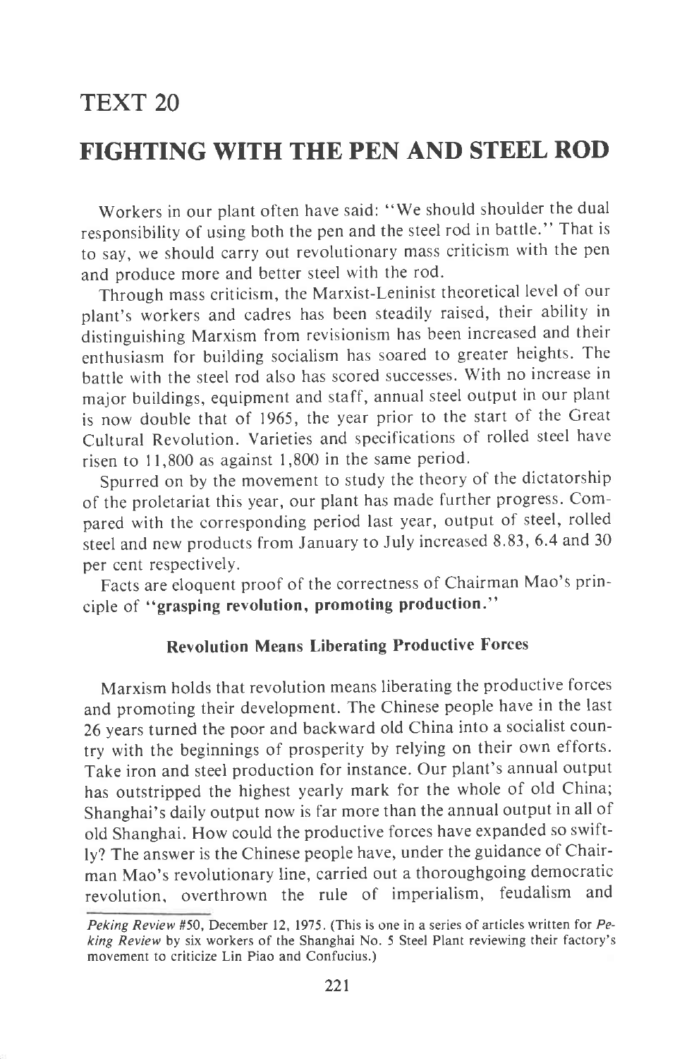# TEXT 20

# FIGHTING WITH THE PEN AND STEEL ROD

Workers in our plant often have said: "We should shoulder the dual responsibility of using both the pen and the steel rod in battle." That is to say, we should carry out revolutionary mass criticism with the pen and produce more and better steel with the rod.

Through mass criticism, the Marxist-Leninist theoretical level of our plant's workers and cadres has been steadily raised, their ability in distinguishing Marxism from revisionism has been increased and their enthusiasm for building socialism has soared to greater heights. The battle with the steel rod also has scored successes. With no increase in major buildings, equipment and staff, annual steel output in our plant is now double that of 1965, the year prior to the start of the Great Cultural Revolution. Varieties and specifications of rolled steel have risen to 11,800 as against 1,800 in the same period.

Spurred on by the movement to study the theory of the dictatorship of the proletariat this year, our plant has made further progress. Compared with the corresponding period last year, output of steel, rolled steel and new products from January to July increased 8.83, 6.4 and 30 per cent respectively.

Facts are eloquent proof of the correctness of Chairman Mao's principle of "**grasping revolution, promoting production.**"

### Revolution Means Liberating Productive Forces

Marxism holds that revolution means liberating the productive forces and promoting their development. The Chinese people have in the last 26 years turned the poor and backward old China into a socialist country with the beginnings of prosperity by relying on their own efforts. Take iron and steel production for instance. Our plant's annual output has outstripped the highest yearly mark for the whole of old China; Shanghai's daily output now is far more than the annual output in all of old Shanghai. How could the productive forces have expanded so swiftly? The answer is the Chinese people have, under the guidance of Chairman Mao's revolutionary line, carried out a thoroughgoing democratic revolution, overthrown the rule of imperialism, feudalism and

*Peking Review* #50, December 12, 1975. (This is one in a series of articles written for *Peking Review* by six workers of the Shanghai No. 5 Steel Plant reviewing their factory's movement to criticize Lin Piao and Confucius.)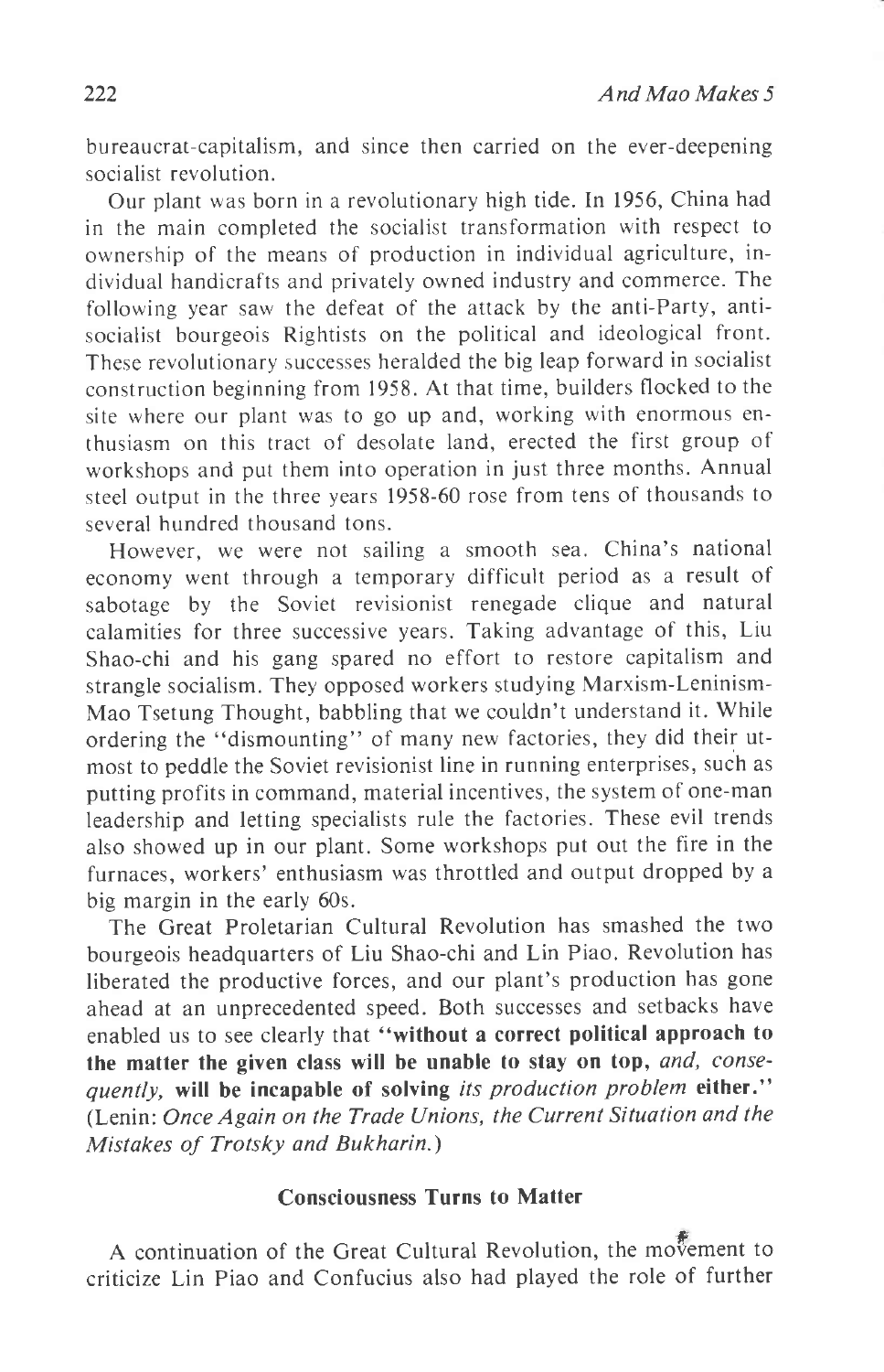bureaucrat-capitalism, and since then carried on the ever-deepening socialist revolution.

Our plant was born in a revolutionary high tide. In 1956, China had in the main completed the socialist transformation with respect to ownership of the means of production in individual agriculture, individual handicrafts and privately owned industry and commerce. The following year saw the defeat of the attack by the anti-Party, anti-socialist bourgeois Rightists on the political and ideological front. These revolutionary successes heralded the big leap forward in socialist construction beginning from 1958. At that time, builders flocked to the site where our plant was to go up and, working with enormous enthusiasm on this tract of desolate land, erected the first group of workshops and put them into operation in just three months. Annual steel output in the three years 1958-60 rose from tens of thousands to several hundred thousand tons.

However, we were not sailing a smooth sea. China's national economy went through a temporary difficult period as a result of sabotage by the Soviet revisionist renegade clique and natural calamities for three successive years. Taking advantage of this, Liu Shao-chi and his gang spared no effort to restore capitalism and strangle socialism. They opposed workers studying Marxism-Leninism-Mao Tsetung Thought, babbling that we couldn't understand it. While ordering the "dismounting" of many new factories, they did their utmost to peddle the Soviet revisionist line in running enterprises, such as putting profits in command, material incentives, the system of one-man leadership and letting specialists rule the factories. These evil trends also showed up in our plant. Some workshops put out the fire in the furnaces, workers' enthusiasm was throttled and output dropped by a big margin in the early 60s.

The Great Proletarian Cultural Revolution has smashed the two bourgeois headquarters of Liu Shao-chi and Lin Piao. Revolution has liberated the productive forces, and our plant's production has gone ahead at an unprecedented speed. Both successes and setbacks have enabled us to see clearly that **"without a correct political approach to the matter the given class will be unable to stay on top,** *and, consequently,* **will be incapable of solving** *its production problem* **either."** (Lenin: *Once Again on the Trade Unions, the Current Situation and the Mistakes of Trotsky and Bukharin.*)

### Consciousness Turns to Matter

A continuation of the Great Cultural Revolution, the movement to criticize Lin Piao and Confucius also had played the role of further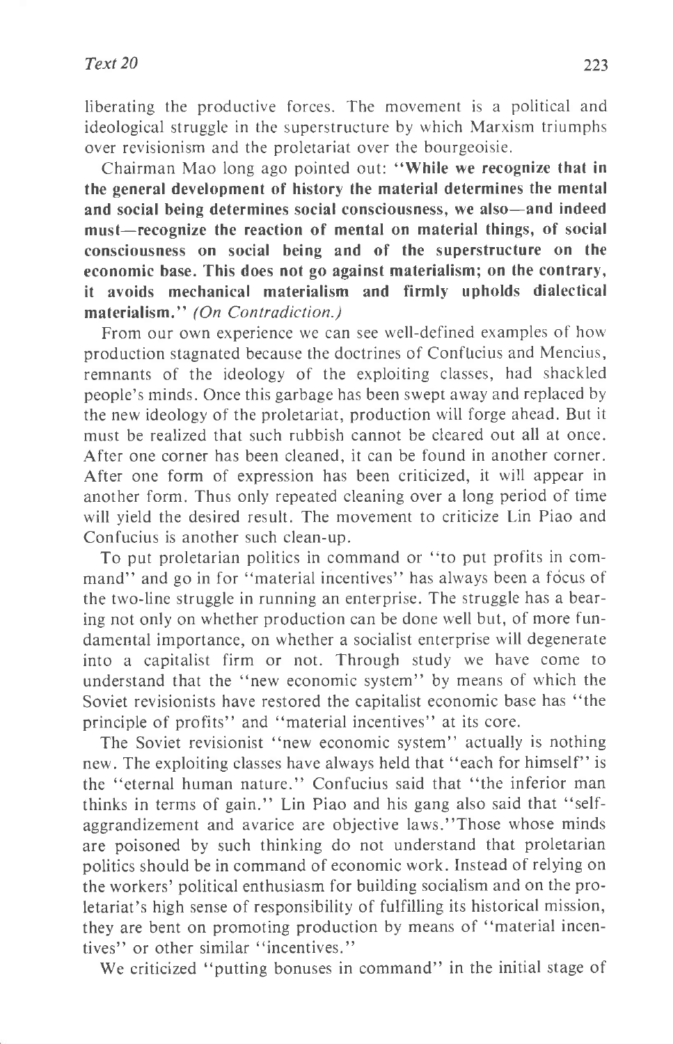liberating the productive forces. The movement is a political and ideological struggle in the superstructure by which Marxism triumphs over revisionism and the proletariat over the bourgeoisie.

Chairman Mao long ago pointed out: **"While we recognize that in the general development of history the material determines the mental and social being determines social consciousness, we also—and indeed must—recognize the reaction of mental on material things, of social consciousness on social being and of the superstructure on the economic base. This does not go against materialism; on the contrary, it avoids mechanical materialism and firmly upholds dialectical materialism."** *(On Contradiction.)*

From our own experience we can see well-defined examples of how production stagnated because the doctrines of Confucius and Mencius, remnants of the ideology of the exploiting classes, had shackled people's minds. Once this garbage has been swept away and replaced by the new ideology of the proletariat, production will forge ahead. But it must be realized that such rubbish cannot be cleared out all at once. After one corner has been cleaned, it can be found in another corner. After one form of expression has been criticized, it will appear in another form. Thus only repeated cleaning over a long period of time will yield the desired result. The movement to criticize Lin Piao and Confucius is another such clean-up.

To put proletarian politics in command or "to put profits in command" and go in for "material incentives" has always been a focus of the two-line struggle in running an enterprise. The struggle has a bearing not only on whether production can be done well but, of more fundamental importance, on whether a socialist enterprise will degenerate into a capitalist firm or not. Through study we have come to understand that the "new economic system" by means of which the Soviet revisionists have restored the capitalist economic base has "the principle of profits" and "material incentives" at its core.

The Soviet revisionist "new economic system" actually is nothing new. The exploiting classes have always held that "each for himself" is the "eternal human nature." Confucius said that "the inferior man thinks in terms of gain." Lin Piao and his gang also said that "self-aggrandizement and avarice are objective laws." Those whose minds are poisoned by such thinking do not understand that proletarian politics should be in command of economic work. Instead of relying on the workers' political enthusiasm for building socialism and on the proletariat's high sense of responsibility of fulfilling its historical mission, they are bent on promoting production by means of "material incentives" or other similar "incentives."

We criticized "putting bonuses in command" in the initial stage of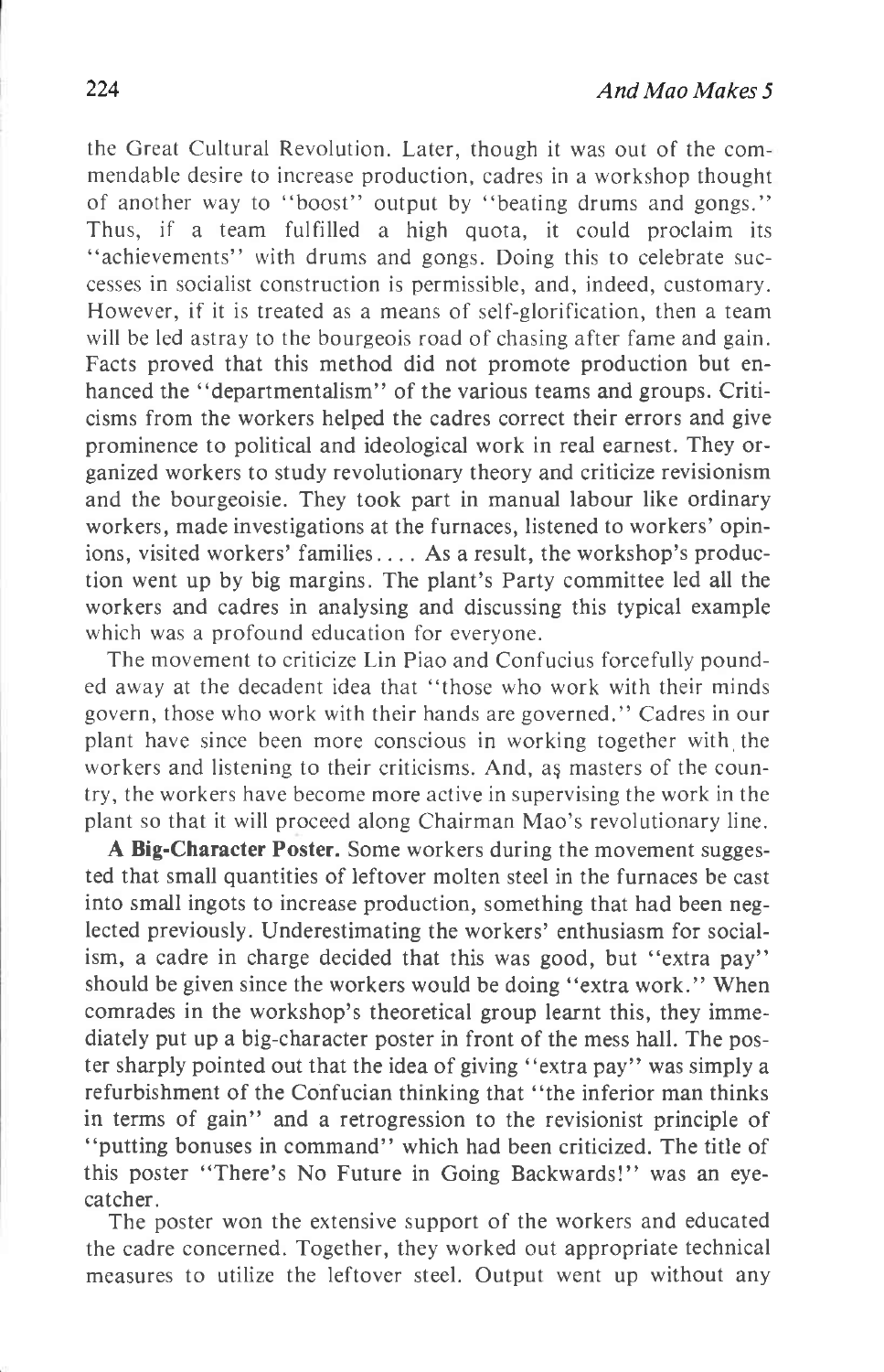the Great Cultural Revolution. Later, though it was out of the commendable desire to increase production, cadres in a workshop thought of another way to "boost" output by "beating drums and gongs." Thus, if a team fulfilled a high quota, it could proclaim its "achievements" with drums and gongs. Doing this to celebrate successes in socialist construction is permissible, and, indeed, customary. However, if it is treated as a means of self-glorification, then a team will be led astray to the bourgeois road of chasing after fame and gain. Facts proved that this method did not promote production but enhanced the "departmentalism" of the various teams and groups. Criticisms from the workers helped the cadres correct their errors and give prominence to political and ideological work in real earnest. They organized workers to study revolutionary theory and criticize revisionism and the bourgeoisie. They took part in manual labour like ordinary workers, made investigations at the furnaces, listened to workers' opinions, visited workers' families.... As a result, the workshop's production went up by big margins. The plant's Party committee led all the workers and cadres in analysing and discussing this typical example which was a profound education for everyone.

The movement to criticize Lin Piao and Confucius forcefully pounded away at the decadent idea that "those who work with their minds govern, those who work with their hands are governed." Cadres in our plant have since been more conscious in working together with the workers and listening to their criticisms. And, as masters of the country, the workers have become more active in supervising the work in the plant so that it will proceed along Chairman Mao's revolutionary line.

**A Big-Character Poster.** Some workers during the movement suggested that small quantities of leftover molten steel in the furnaces be cast into small ingots to increase production, something that had been neglected previously. Underestimating the workers' enthusiasm for socialism, a cadre in charge decided that this was good, but "extra pay" should be given since the workers would be doing "extra work." When comrades in the workshop's theoretical group learnt this, they immediately put up a big-character poster in front of the mess hall. The poster sharply pointed out that the idea of giving "extra pay" was simply a refurbishment of the Confucian thinking that "the inferior man thinks in terms of gain" and a retrogression to the revisionist principle of "putting bonuses in command" which had been criticized. The title of this poster "There's No Future in Going Backwards!" was an eye-catcher.

The poster won the extensive support of the workers and educated the cadre concerned. Together, they worked out appropriate technical measures to utilize the leftover steel. Output went up without any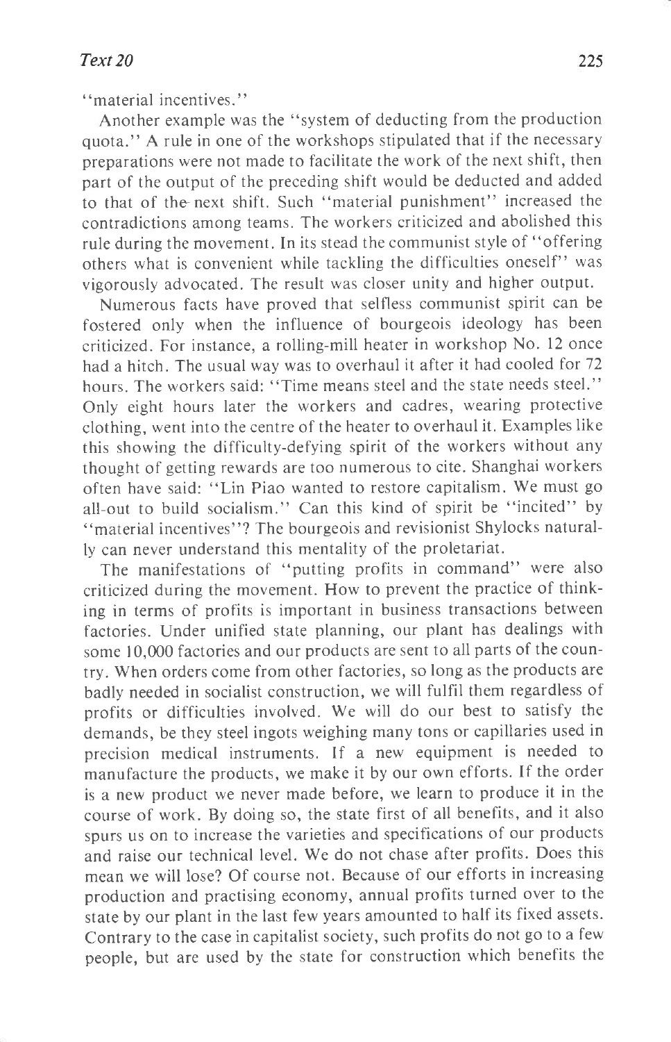"material incentives."

Another example was the "system of deducting from the production quota." A rule in one of the workshops stipulated that if the necessary preparations were not made to facilitate the work of the next shift, then part of the output of the preceding shift would be deducted and added to that of the next shift. Such "material punishment" increased the contradictions among teams. The workers criticized and abolished this rule during the movement. In its stead the communist style of "offering others what is convenient while tackling the difficulties oneself" was vigorously advocated. The result was closer unity and higher output.

Numerous facts have proved that selfless communist spirit can be fostered only when the influence of bourgeois ideology has been criticized. For instance, a rolling-mill heater in workshop No. 12 once had a hitch. The usual way was to overhaul it after it had cooled for 72 hours. The workers said: "Time means steel and the state needs steel." Only eight hours later the workers and cadres, wearing protective clothing, went into the centre of the heater to overhaul it. Examples like this showing the difficulty-defying spirit of the workers without any thought of getting rewards are too numerous to cite. Shanghai workers often have said: "Lin Piao wanted to restore capitalism. We must go all-out to build socialism." Can this kind of spirit be "incited" by "material incentives"? The bourgeois and revisionist Shylocks naturally can never understand this mentality of the proletariat.

The manifestations of "putting profits in command" were also criticized during the movement. How to prevent the practice of thinking in terms of profits is important in business transactions between factories. Under unified state planning, our plant has dealings with some 10,000 factories and our products are sent to all parts of the country. When orders come from other factories, so long as the products are badly needed in socialist construction, we will fulfil them regardless of profits or difficulties involved. We will do our best to satisfy the demands, be they steel ingots weighing many tons or capillaries used in precision medical instruments. If a new equipment is needed to manufacture the products, we make it by our own efforts. If the order is a new product we never made before, we learn to produce it in the course of work. By doing so, the state first of all benefits, and it also spurs us on to increase the varieties and specifications of our products and raise our technical level. We do not chase after profits. Does this mean we will lose? Of course not. Because of our efforts in increasing production and practising economy, annual profits turned over to the state by our plant in the last few years amounted to half its fixed assets. Contrary to the case in capitalist society, such profits do not go to a few people, but are used by the state for construction which benefits the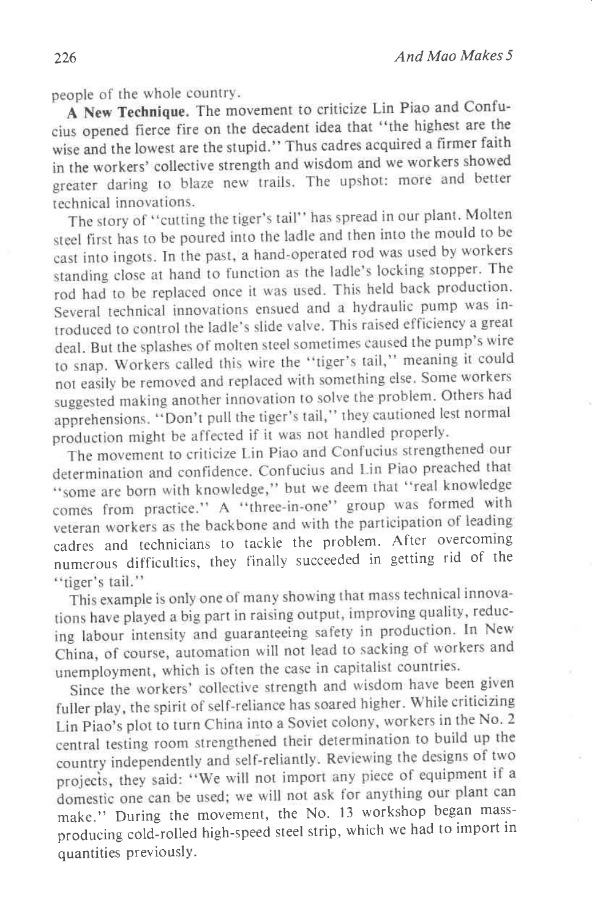people of the whole country.

**A New Technique.** The movement to criticize Lin Piao and Confucius opened fierce fire on the decadent idea that "the highest are the wise and the lowest are the stupid." Thus cadres acquired a firmer faith in the workers' collective strength and wisdom and we workers showed greater daring to blaze new trails. The upshot: more and better technical innovations.

The story of "cutting the tiger's tail" has spread in our plant. Molten steel first has to be poured into the ladle and then into the mould to be cast into ingots. In the past, a hand-operated rod was used by workers standing close at hand to function as the ladle's locking stopper. The rod had to be replaced once it was used. This held back production. Several technical innovations ensued and a hydraulic pump was introduced to control the ladle's slide valve. This raised efficiency a great deal. But the splashes of molten steel sometimes caused the pump's wire to snap. Workers called this wire the "tiger's tail," meaning it could not easily be removed and replaced with something else. Some workers suggested making another innovation to solve the problem. Others had apprehensions. "Don't pull the tiger's tail," they cautioned lest normal production might be affected if it was not handled properly.

The movement to criticize Lin Piao and Confucius strengthened our determination and confidence. Confucius and Lin Piao preached that "some are born with knowledge," but we deem that "real knowledge comes from practice." A "three-in-one" group was formed with veteran workers as the backbone and with the participation of leading cadres and technicians to tackle the problem. After overcoming numerous difficulties, they finally succeeded in getting rid of the "tiger's tail."

This example is only one of many showing that mass technical innovations have played a big part in raising output, improving quality, reducing labour intensity and guaranteeing safety in production. In New China, of course, automation will not lead to sacking of workers and unemployment, which is often the case in capitalist countries.

Since the workers' collective strength and wisdom have been given fuller play, the spirit of self-reliance has soared higher. While criticizing Lin Piao's plot to turn China into a Soviet colony, workers in the No. 2 central testing room strengthened their determination to build up the country independently and self-reliantly. Reviewing the designs of two projects, they said: "We will not import any piece of equipment if a domestic one can be used; we will not ask for anything our plant can make." During the movement, the No. 13 workshop began mass-producing cold-rolled high-speed steel strip, which we had to import in quantities previously.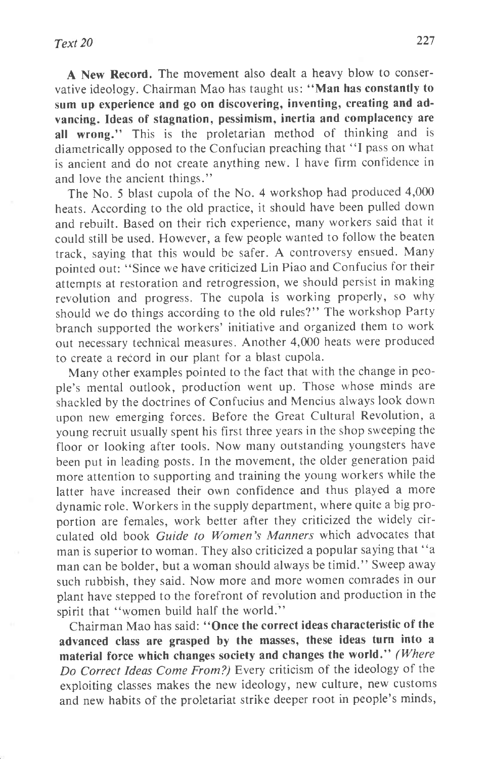**A New Record.** The movement also dealt a heavy blow to conservative ideology. Chairman Mao has taught us: "**Man has constantly to sum up experience and go on discovering, inventing, creating and advancing. Ideas of stagnation, pessimism, inertia and complacency are all wrong.**" This is the proletarian method of thinking and is diametrically opposed to the Confucian preaching that "I pass on what is ancient and do not create anything new. I have firm confidence in and love the ancient things."

The No. 5 blast cupola of the No. 4 workshop had produced 4,000 heats. According to the old practice, it should have been pulled down and rebuilt. Based on their rich experience, many workers said that it could still be used. However, a few people wanted to follow the beaten track, saying that this would be safer. A controversy ensued. Many pointed out: "Since we have criticized Lin Piao and Confucius for their attempts at restoration and retrogression, we should persist in making revolution and progress. The cupola is working properly, so why should we do things according to the old rules?" The workshop Party branch supported the workers' initiative and organized them to work out necessary technical measures. Another 4,000 heats were produced to create a record in our plant for a blast cupola.

Many other examples pointed to the fact that with the change in people's mental outlook, production went up. Those whose minds are shackled by the doctrines of Confucius and Mencius always look down upon new emerging forces. Before the Great Cultural Revolution, a young recruit usually spent his first three years in the shop sweeping the floor or looking after tools. Now many outstanding youngsters have been put in leading posts. In the movement, the older generation paid more attention to supporting and training the young workers while the latter have increased their own confidence and thus played a more dynamic role. Workers in the supply department, where quite a big proportion are females, work better after they criticized the widely circulated old book *Guide to Women's Manners* which advocates that man is superior to woman. They also criticized a popular saying that "a man can be bolder, but a woman should always be timid." Sweep away such rubbish, they said. Now more and more women comrades in our plant have stepped to the forefront of revolution and production in the spirit that "women build half the world."

Chairman Mao has said: "**Once the correct ideas characteristic of the advanced class are grasped by the masses, these ideas turn into a material force which changes society and changes the world.**" *(Where Do Correct Ideas Come From?)* Every criticism of the ideology of the exploiting classes makes the new ideology, new culture, new customs and new habits of the proletariat strike deeper root in people's minds,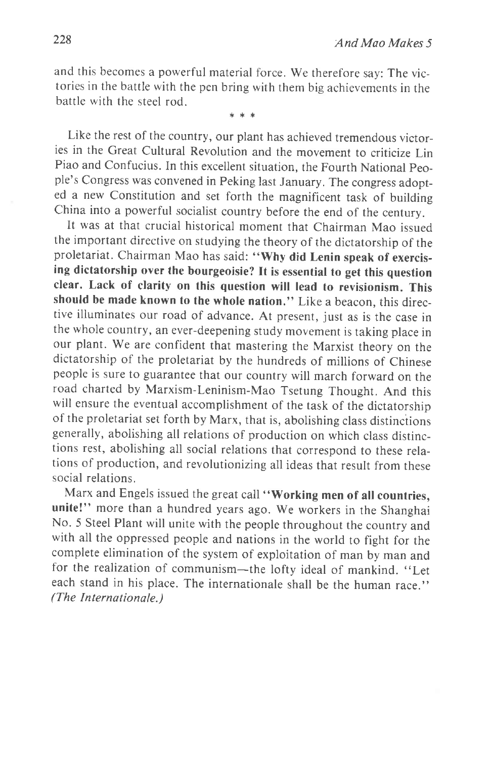and this becomes a powerful material force. We therefore say: The victories in the battle with the pen bring with them big achievements in the battle with the steel rod.

\* \* \*

Like the rest of the country, our plant has achieved tremendous victories in the Great Cultural Revolution and the movement to criticize Lin Piao and Confucius. In this excellent situation, the Fourth National People's Congress was convened in Peking last January. The congress adopted a new Constitution and set forth the magnificent task of building China into a powerful socialist country before the end of the century.

It was at that crucial historical moment that Chairman Mao issued the important directive on studying the theory of the dictatorship of the proletariat. Chairman Mao has said: "**Why did Lenin speak of exercising dictatorship over the bourgeoisie? It is essential to get this question clear. Lack of clarity on this question will lead to revisionism. This should be made known to the whole nation.**" Like a beacon, this directive illuminates our road of advance. At present, just as is the case in the whole country, an ever-deepening study movement is taking place in our plant. We are confident that mastering the Marxist theory on the dictatorship of the proletariat by the hundreds of millions of Chinese people is sure to guarantee that our country will march forward on the road charted by Marxism-Leninism-Mao Tsetung Thought. And this will ensure the eventual accomplishment of the task of the dictatorship of the proletariat set forth by Marx, that is, abolishing class distinctions generally, abolishing all relations of production on which class distinctions rest, abolishing all social relations that correspond to these relations of production, and revolutionizing all ideas that result from these social relations.

Marx and Engels issued the great call "**Working men of all countries, unite!**" more than a hundred years ago. We workers in the Shanghai No. 5 Steel Plant will unite with the people throughout the country and with all the oppressed people and nations in the world to fight for the complete elimination of the system of exploitation of man by man and for the realization of communism—the lofty ideal of mankind. "Let each stand in his place. The internationale shall be the human race." *(The Internationale.)*